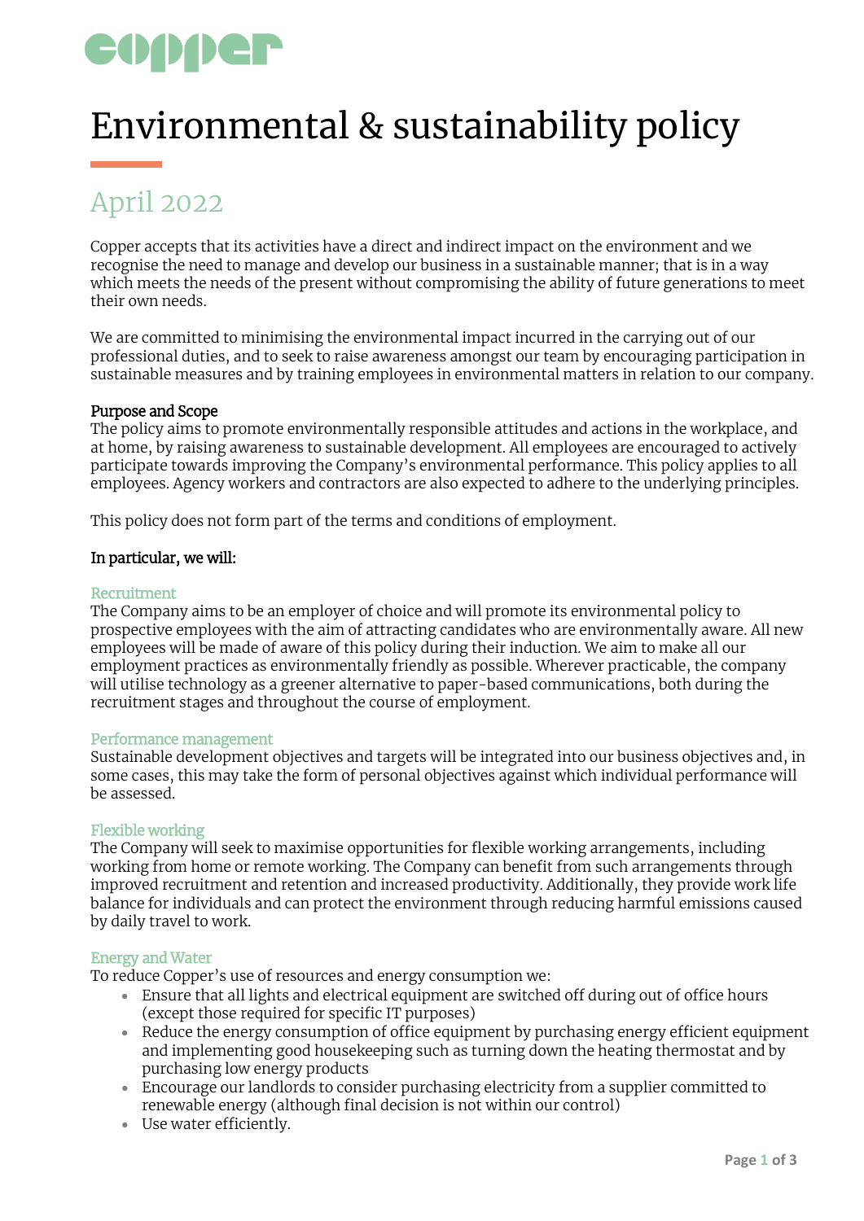copper

# Environmental & sustainability policy

## April 2022

Copper accepts that its activities have a direct and indirect impact on the environment and we recognise the need to manage and develop our business in a sustainable manner; that is in a way which meets the needs of the present without compromising the ability of future generations to meet their own needs.

We are committed to minimising the environmental impact incurred in the carrying out of our professional duties, and to seek to raise awareness amongst our team by encouraging participation in sustainable measures and by training employees in environmental matters in relation to our company.

**Purpose and Scope**
The policy aims to promote environmentally responsible attitudes and actions in the workplace, and at home, by raising awareness to sustainable development. All employees are encouraged to actively participate towards improving the Company's environmental performance. This policy applies to all employees. Agency workers and contractors are also expected to adhere to the underlying principles.

This policy does not form part of the terms and conditions of employment.

**In particular, we will:**

### Recruitment

The Company aims to be an employer of choice and will promote its environmental policy to prospective employees with the aim of attracting candidates who are environmentally aware. All new employees will be made of aware of this policy during their induction. We aim to make all our employment practices as environmentally friendly as possible. Wherever practicable, the company will utilise technology as a greener alternative to paper-based communications, both during the recruitment stages and throughout the course of employment.

### Performance management

Sustainable development objectives and targets will be integrated into our business objectives and, in some cases, this may take the form of personal objectives against which individual performance will be assessed.

### Flexible working

The Company will seek to maximise opportunities for flexible working arrangements, including working from home or remote working. The Company can benefit from such arrangements through improved recruitment and retention and increased productivity. Additionally, they provide work life balance for individuals and can protect the environment through reducing harmful emissions caused by daily travel to work.

### Energy and Water

To reduce Copper's use of resources and energy consumption we:

- Ensure that all lights and electrical equipment are switched off during out of office hours (except those required for specific IT purposes)
- Reduce the energy consumption of office equipment by purchasing energy efficient equipment and implementing good housekeeping such as turning down the heating thermostat and by purchasing low energy products
- Encourage our landlords to consider purchasing electricity from a supplier committed to renewable energy (although final decision is not within our control)
- Use water efficiently.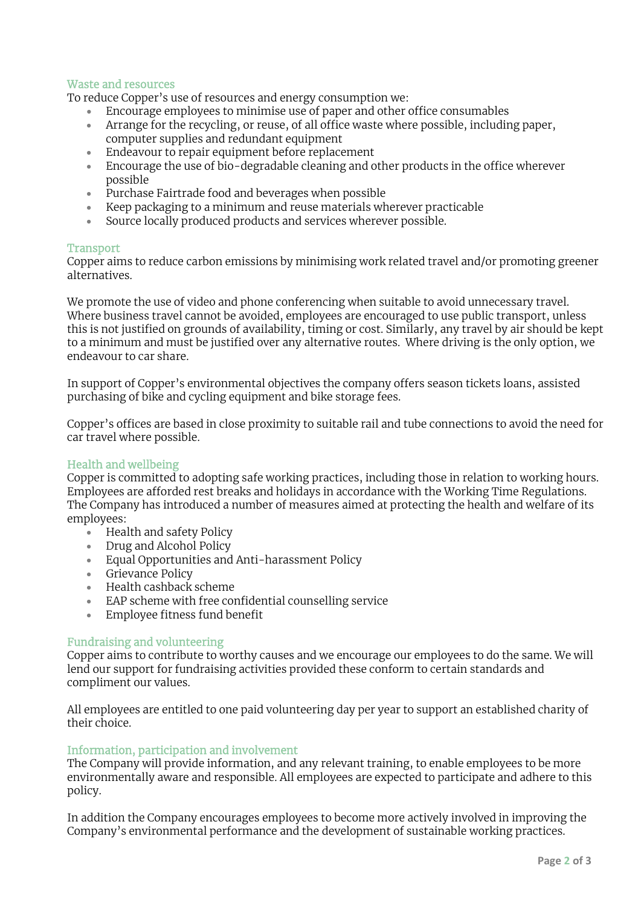## Waste and resources

To reduce Copper's use of resources and energy consumption we:

- Encourage employees to minimise use of paper and other office consumables
- Arrange for the recycling, or reuse, of all office waste where possible, including paper, computer supplies and redundant equipment
- Endeavour to repair equipment before replacement
- Encourage the use of bio-degradable cleaning and other products in the office wherever possible
- Purchase Fairtrade food and beverages when possible
- Keep packaging to a minimum and reuse materials wherever practicable
- Source locally produced products and services wherever possible.

## Transport

Copper aims to reduce carbon emissions by minimising work related travel and/or promoting greener alternatives.

We promote the use of video and phone conferencing when suitable to avoid unnecessary travel. Where business travel cannot be avoided, employees are encouraged to use public transport, unless this is not justified on grounds of availability, timing or cost. Similarly, any travel by air should be kept to a minimum and must be justified over any alternative routes. Where driving is the only option, we endeavour to car share.

In support of Copper's environmental objectives the company offers season tickets loans, assisted purchasing of bike and cycling equipment and bike storage fees.

Copper's offices are based in close proximity to suitable rail and tube connections to avoid the need for car travel where possible.

## Health and wellbeing

Copper is committed to adopting safe working practices, including those in relation to working hours. Employees are afforded rest breaks and holidays in accordance with the Working Time Regulations. The Company has introduced a number of measures aimed at protecting the health and welfare of its employees:

- Health and safety Policy
- Drug and Alcohol Policy
- Equal Opportunities and Anti-harassment Policy
- Grievance Policy
- Health cashback scheme
- EAP scheme with free confidential counselling service
- Employee fitness fund benefit

## Fundraising and volunteering

Copper aims to contribute to worthy causes and we encourage our employees to do the same. We will lend our support for fundraising activities provided these conform to certain standards and compliment our values.

All employees are entitled to one paid volunteering day per year to support an established charity of their choice.

## Information, participation and involvement

The Company will provide information, and any relevant training, to enable employees to be more environmentally aware and responsible. All employees are expected to participate and adhere to this policy.

In addition the Company encourages employees to become more actively involved in improving the Company's environmental performance and the development of sustainable working practices.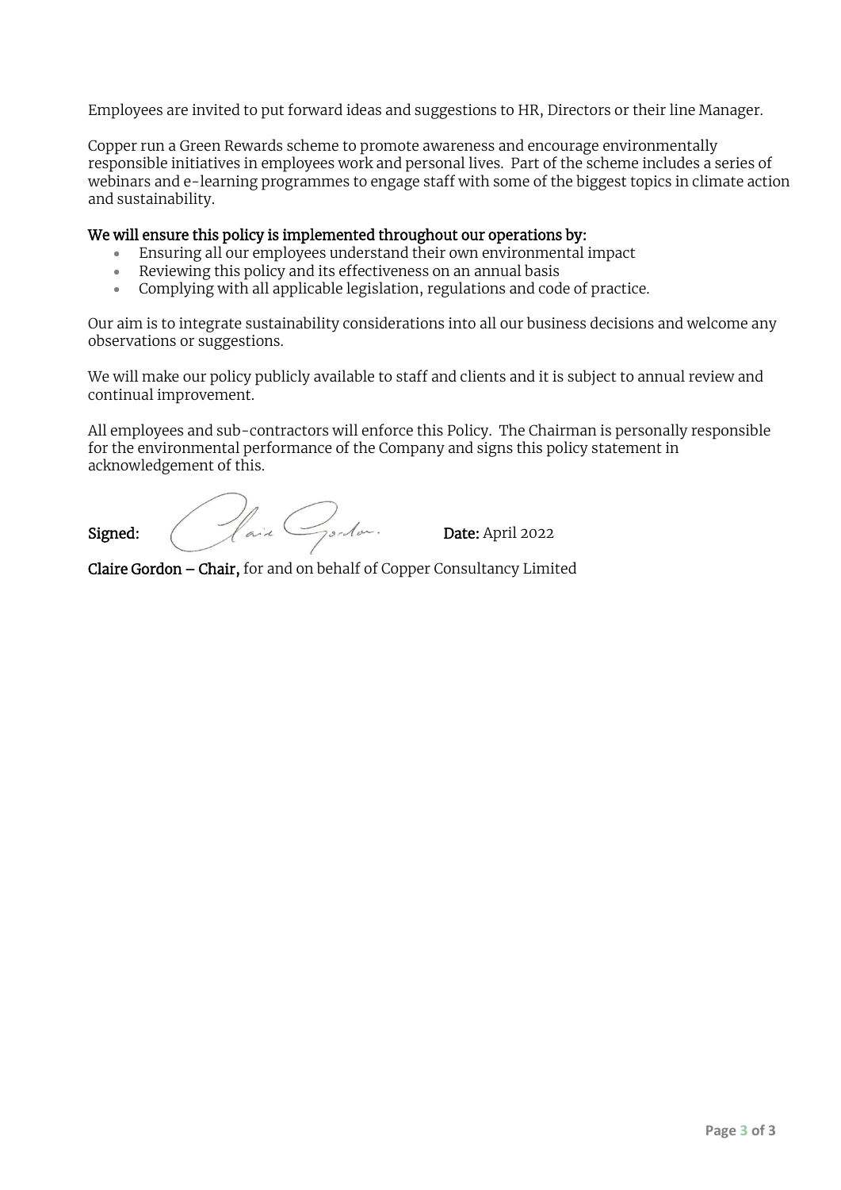Employees are invited to put forward ideas and suggestions to HR, Directors or their line Manager.

Copper run a Green Rewards scheme to promote awareness and encourage environmentally responsible initiatives in employees work and personal lives. Part of the scheme includes a series of webinars and e-learning programmes to engage staff with some of the biggest topics in climate action and sustainability.

**We will ensure this policy is implemented throughout our operations by:**

- Ensuring all our employees understand their own environmental impact
- Reviewing this policy and its effectiveness on an annual basis
- Complying with all applicable legislation, regulations and code of practice.

Our aim is to integrate sustainability considerations into all our business decisions and welcome any observations or suggestions.

We will make our policy publicly available to staff and clients and it is subject to annual review and continual improvement.

All employees and sub-contractors will enforce this Policy. The Chairman is personally responsible for the environmental performance of the Company and signs this policy statement in acknowledgement of this.

**Signed:** Claire Gordon. **Date:** April 2022

**Claire Gordon – Chair,** for and on behalf of Copper Consultancy Limited